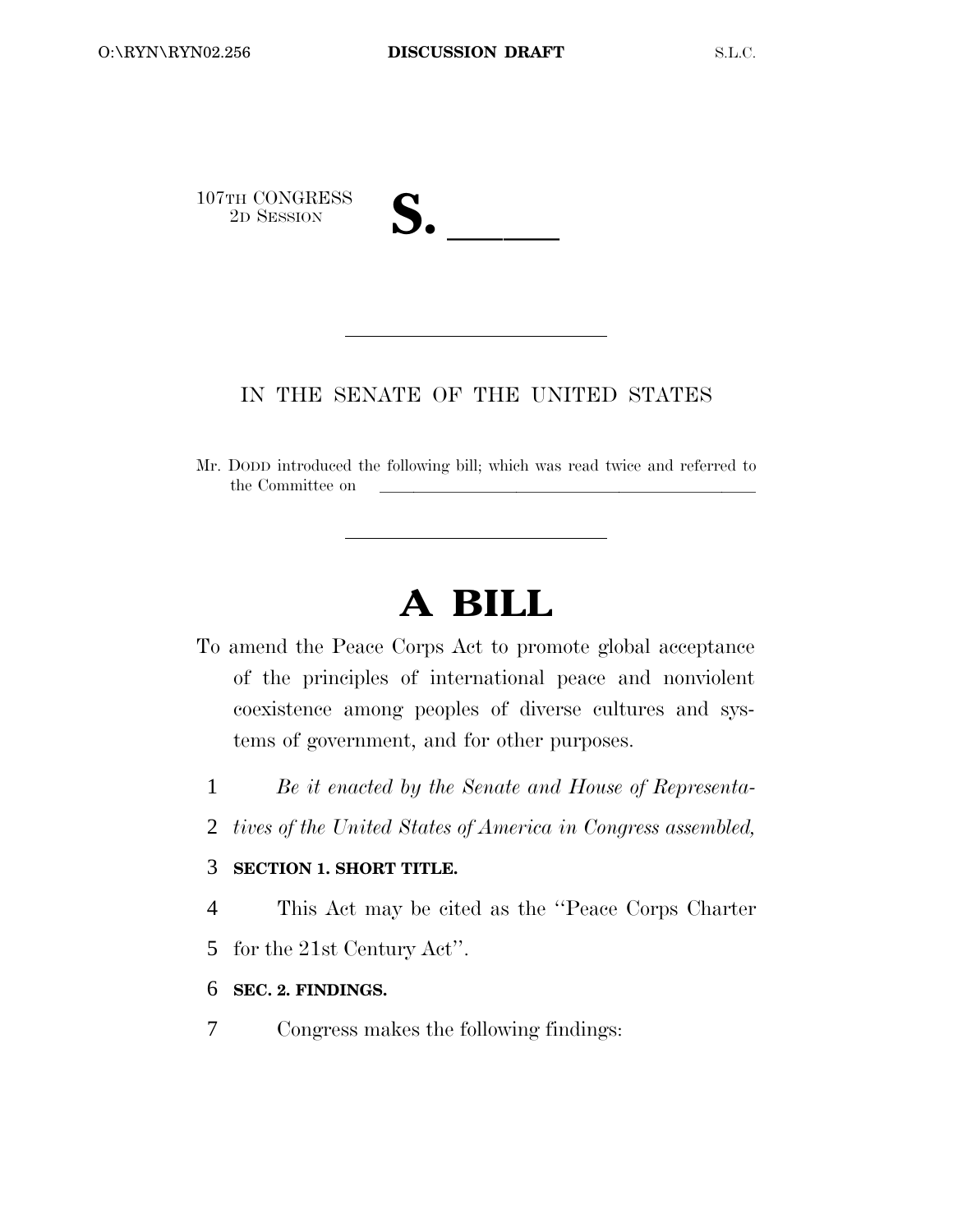107TH CONGRESS
2D SESSION

**S. \_\_\_\_\_**

IN THE SENATE OF THE UNITED STATES

Mr. DODD introduced the following bill; which was read twice and referred to the Committee on \_\_\_\_\_\_\_\_\_\_\_\_\_\_\_\_\_\_\_\_\_\_\_\_\_\_\_\_\_\_

# A BILL

To amend the Peace Corps Act to promote global acceptance of the principles of international peace and nonviolent coexistence among peoples of diverse cultures and systems of government, and for other purposes.

1 *Be it enacted by the Senate and House of Representa-*
2 *tives of the United States of America in Congress assembled,*

3 **SECTION 1. SHORT TITLE.**

4 This Act may be cited as the ''Peace Corps Charter
5 for the 21st Century Act''.

6 **SEC. 2. FINDINGS.**

7 Congress makes the following findings: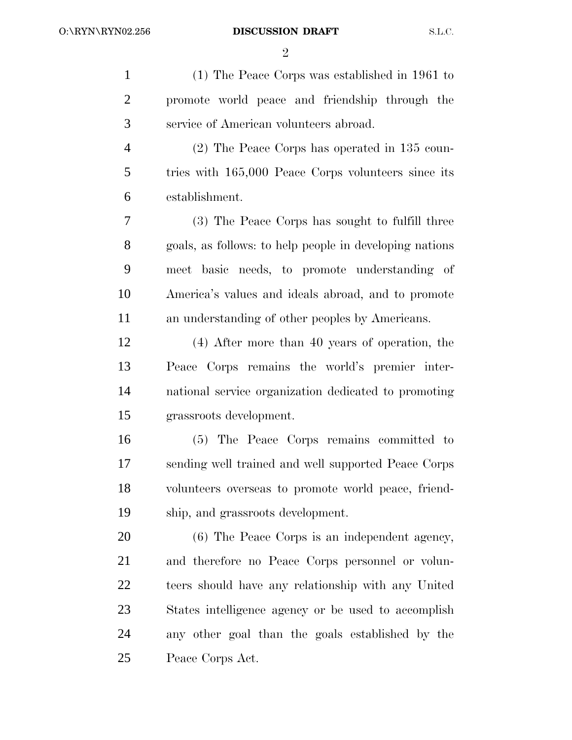(1) The Peace Corps was established in 1961 to promote world peace and friendship through the service of American volunteers abroad.

(2) The Peace Corps has operated in 135 countries with 165,000 Peace Corps volunteers since its establishment.

(3) The Peace Corps has sought to fulfill three goals, as follows: to help people in developing nations meet basic needs, to promote understanding of America's values and ideals abroad, and to promote an understanding of other peoples by Americans.

(4) After more than 40 years of operation, the Peace Corps remains the world's premier international service organization dedicated to promoting grassroots development.

(5) The Peace Corps remains committed to sending well trained and well supported Peace Corps volunteers overseas to promote world peace, friendship, and grassroots development.

(6) The Peace Corps is an independent agency, and therefore no Peace Corps personnel or volunteers should have any relationship with any United States intelligence agency or be used to accomplish any other goal than the goals established by the Peace Corps Act.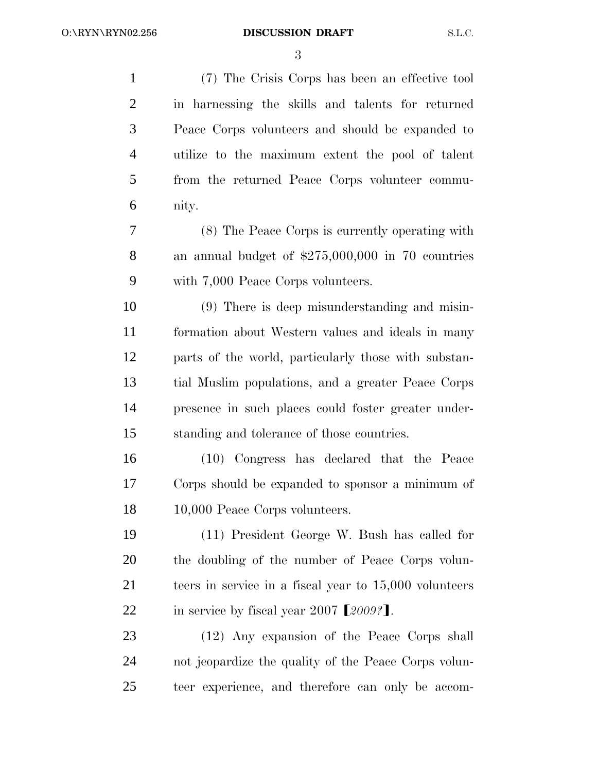(7) The Crisis Corps has been an effective tool in harnessing the skills and talents for returned Peace Corps volunteers and should be expanded to utilize to the maximum extent the pool of talent from the returned Peace Corps volunteer community.

(8) The Peace Corps is currently operating with an annual budget of $275,000,000 in 70 countries with 7,000 Peace Corps volunteers.

(9) There is deep misunderstanding and misinformation about Western values and ideals in many parts of the world, particularly those with substantial Muslim populations, and a greater Peace Corps presence in such places could foster greater understanding and tolerance of those countries.

(10) Congress has declared that the Peace Corps should be expanded to sponsor a minimum of 10,000 Peace Corps volunteers.

(11) President George W. Bush has called for the doubling of the number of Peace Corps volunteers in service in a fiscal year to 15,000 volunteers in service by fiscal year 2007 【*2009?*】.

(12) Any expansion of the Peace Corps shall not jeopardize the quality of the Peace Corps volunteer experience, and therefore can only be accom-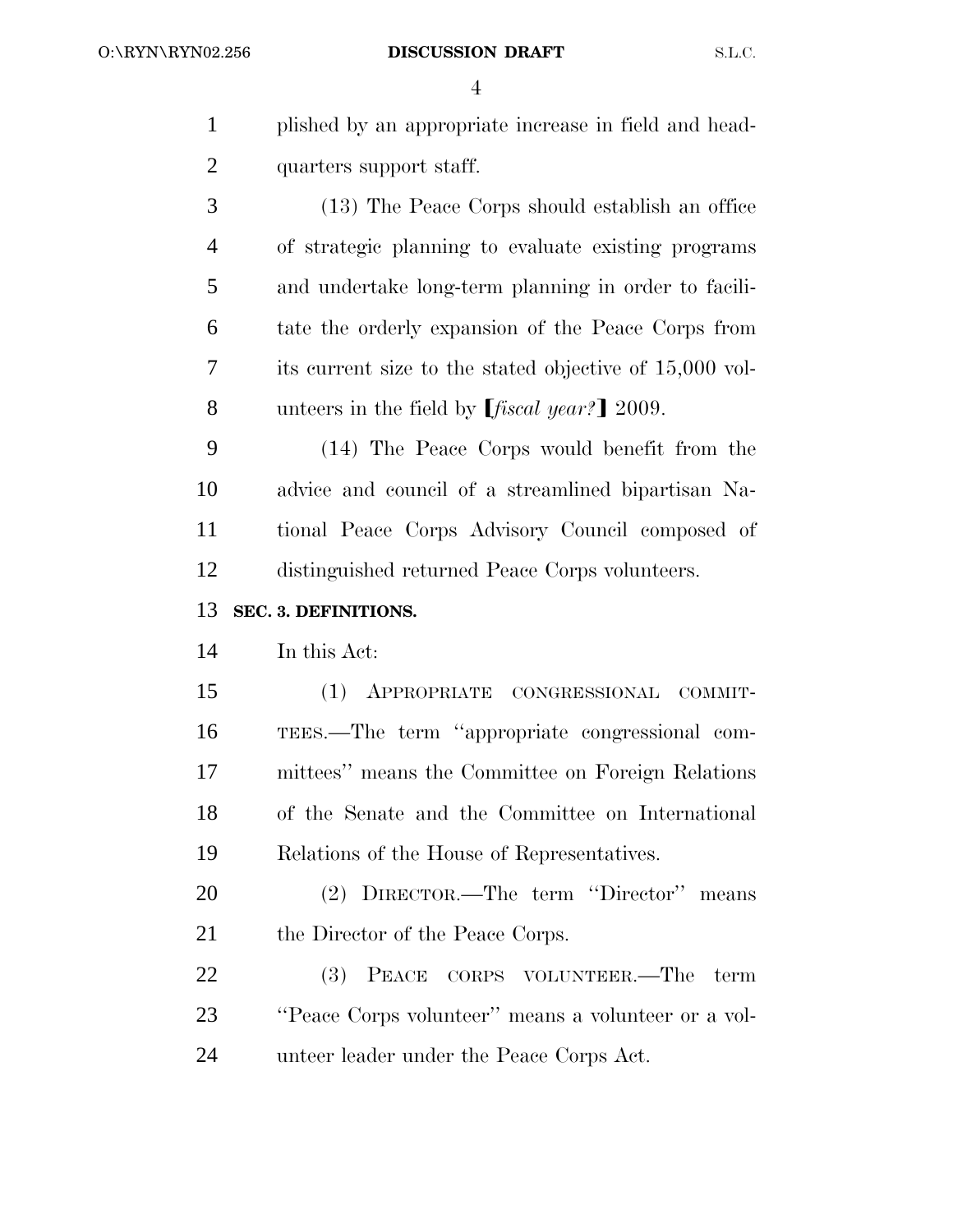plished by an appropriate increase in field and headquarters support staff.

(13) The Peace Corps should establish an office of strategic planning to evaluate existing programs and undertake long-term planning in order to facilitate the orderly expansion of the Peace Corps from its current size to the stated objective of 15,000 volunteers in the field by [*fiscal year?*] 2009.

(14) The Peace Corps would benefit from the advice and council of a streamlined bipartisan National Peace Corps Advisory Council composed of distinguished returned Peace Corps volunteers.

**SEC. 3. DEFINITIONS.**

In this Act:

(1) APPROPRIATE CONGRESSIONAL COMMITTEES.—The term "appropriate congressional committees" means the Committee on Foreign Relations of the Senate and the Committee on International Relations of the House of Representatives.

(2) DIRECTOR.—The term "Director" means the Director of the Peace Corps.

(3) PEACE CORPS VOLUNTEER.—The term "Peace Corps volunteer" means a volunteer or a volunteer leader under the Peace Corps Act.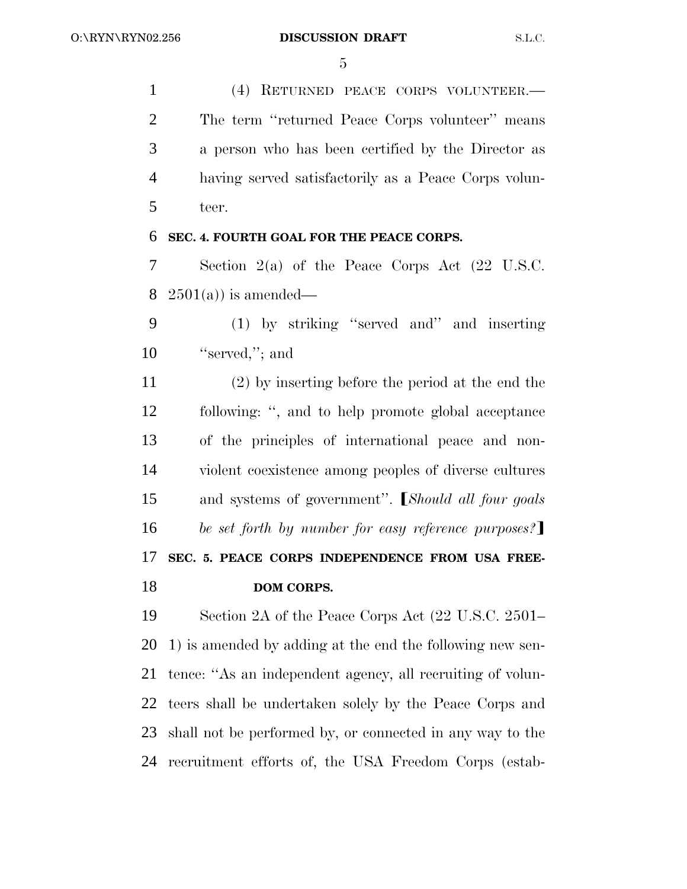(4) RETURNED PEACE CORPS VOLUNTEER.—The term ''returned Peace Corps volunteer'' means a person who has been certified by the Director as having served satisfactorily as a Peace Corps volunteer.

**SEC. 4. FOURTH GOAL FOR THE PEACE CORPS.**

Section 2(a) of the Peace Corps Act (22 U.S.C. 2501(a)) is amended—

(1) by striking ''served and'' and inserting ''served,''; and

(2) by inserting before the period at the end the following: '', and to help promote global acceptance of the principles of international peace and non-violent coexistence among peoples of diverse cultures and systems of government''. **[***Should all four goals be set forth by number for easy reference purposes?***]**

**SEC. 5. PEACE CORPS INDEPENDENCE FROM USA FREEDOM CORPS.**

Section 2A of the Peace Corps Act (22 U.S.C. 2501–1) is amended by adding at the end the following new sentence: ''As an independent agency, all recruiting of volunteers shall be undertaken solely by the Peace Corps and shall not be performed by, or connected in any way to the recruitment efforts of, the USA Freedom Corps (estab-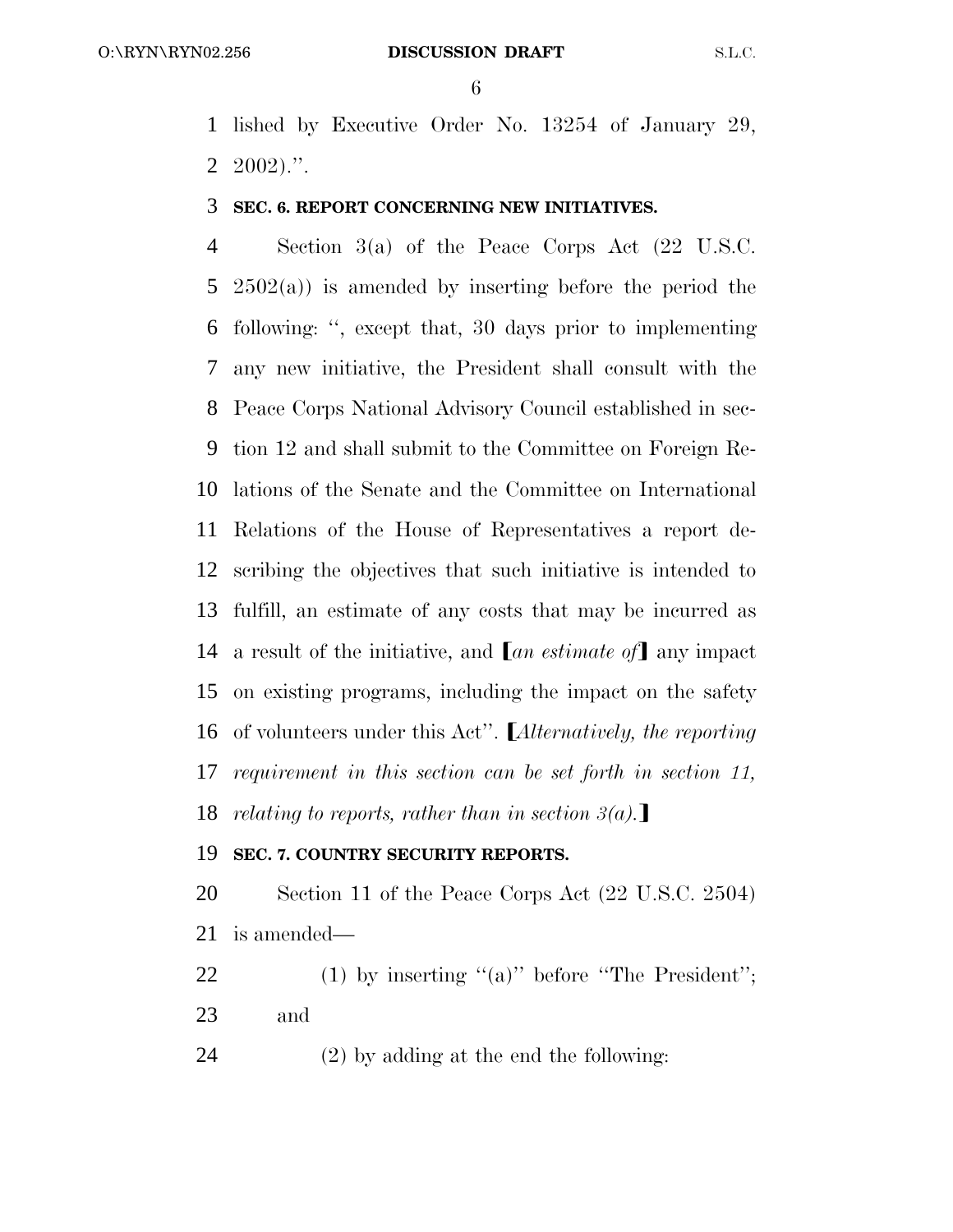lished by Executive Order No. 13254 of January 29, 2002).''.

**SEC. 6. REPORT CONCERNING NEW INITIATIVES.**

Section 3(a) of the Peace Corps Act (22 U.S.C. 2502(a)) is amended by inserting before the period the following: '', except that, 30 days prior to implementing any new initiative, the President shall consult with the Peace Corps National Advisory Council established in section 12 and shall submit to the Committee on Foreign Relations of the Senate and the Committee on International Relations of the House of Representatives a report describing the objectives that such initiative is intended to fulfill, an estimate of any costs that may be incurred as a result of the initiative, and ⟦*an estimate of*⟧ any impact on existing programs, including the impact on the safety of volunteers under this Act''. ⟦*Alternatively, the reporting requirement in this section can be set forth in section 11, relating to reports, rather than in section 3(a).*⟧

**SEC. 7. COUNTRY SECURITY REPORTS.**

Section 11 of the Peace Corps Act (22 U.S.C. 2504) is amended—

(1) by inserting ''(a)'' before ''The President''; and

(2) by adding at the end the following: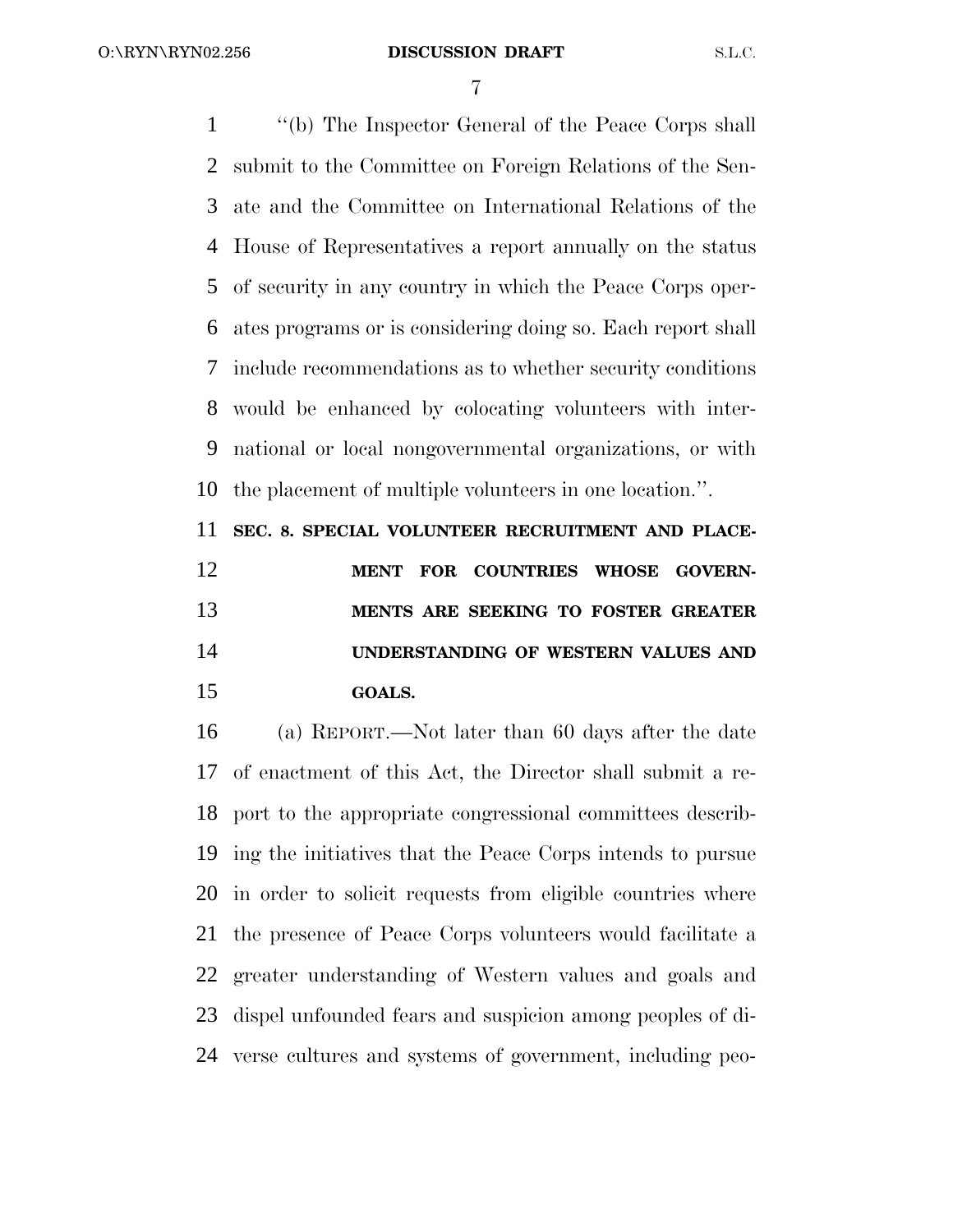"(b) The Inspector General of the Peace Corps shall submit to the Committee on Foreign Relations of the Senate and the Committee on International Relations of the House of Representatives a report annually on the status of security in any country in which the Peace Corps operates programs or is considering doing so. Each report shall include recommendations as to whether security conditions would be enhanced by colocating volunteers with international or local nongovernmental organizations, or with the placement of multiple volunteers in one location.".

**SEC. 8. SPECIAL VOLUNTEER RECRUITMENT AND PLACEMENT FOR COUNTRIES WHOSE GOVERNMENTS ARE SEEKING TO FOSTER GREATER UNDERSTANDING OF WESTERN VALUES AND GOALS.**

(a) REPORT.—Not later than 60 days after the date of enactment of this Act, the Director shall submit a report to the appropriate congressional committees describing the initiatives that the Peace Corps intends to pursue in order to solicit requests from eligible countries where the presence of Peace Corps volunteers would facilitate a greater understanding of Western values and goals and dispel unfounded fears and suspicion among peoples of diverse cultures and systems of government, including peo-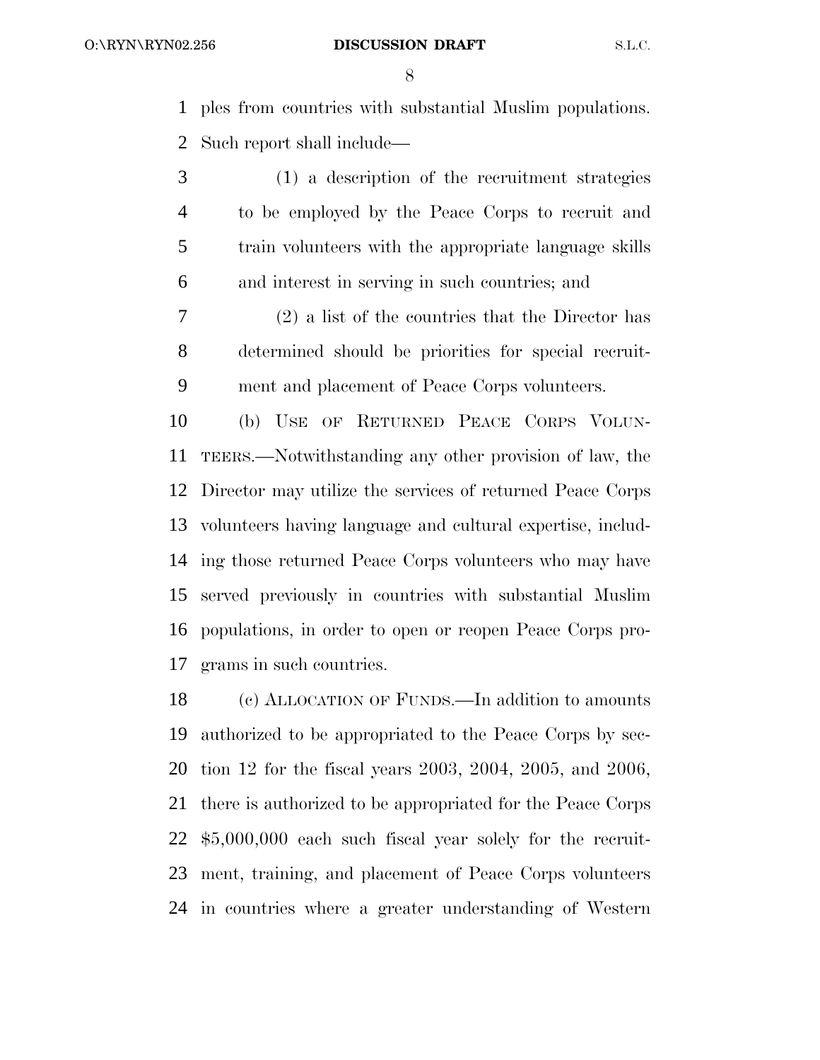ples from countries with substantial Muslim populations. Such report shall include—

(1) a description of the recruitment strategies to be employed by the Peace Corps to recruit and train volunteers with the appropriate language skills and interest in serving in such countries; and

(2) a list of the countries that the Director has determined should be priorities for special recruitment and placement of Peace Corps volunteers.

(b) USE OF RETURNED PEACE CORPS VOLUNTEERS.—Notwithstanding any other provision of law, the Director may utilize the services of returned Peace Corps volunteers having language and cultural expertise, including those returned Peace Corps volunteers who may have served previously in countries with substantial Muslim populations, in order to open or reopen Peace Corps programs in such countries.

(c) ALLOCATION OF FUNDS.—In addition to amounts authorized to be appropriated to the Peace Corps by section 12 for the fiscal years 2003, 2004, 2005, and 2006, there is authorized to be appropriated for the Peace Corps $5,000,000 each such fiscal year solely for the recruitment, training, and placement of Peace Corps volunteers in countries where a greater understanding of Western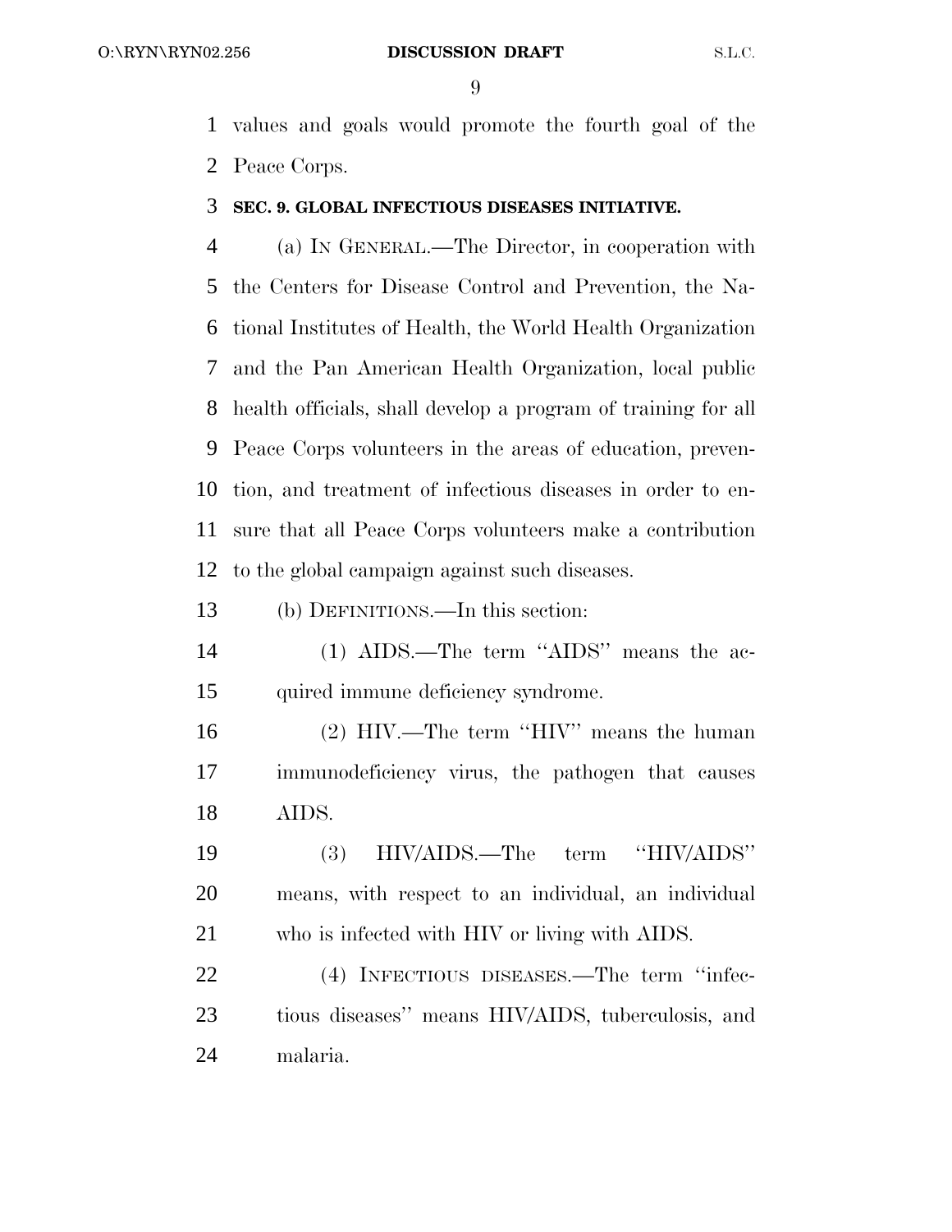values and goals would promote the fourth goal of the Peace Corps.

**SEC. 9. GLOBAL INFECTIOUS DISEASES INITIATIVE.**

(a) IN GENERAL.—The Director, in cooperation with the Centers for Disease Control and Prevention, the National Institutes of Health, the World Health Organization and the Pan American Health Organization, local public health officials, shall develop a program of training for all Peace Corps volunteers in the areas of education, prevention, and treatment of infectious diseases in order to ensure that all Peace Corps volunteers make a contribution to the global campaign against such diseases.

(b) DEFINITIONS.—In this section:

(1) AIDS.—The term ''AIDS'' means the acquired immune deficiency syndrome.

(2) HIV.—The term ''HIV'' means the human immunodeficiency virus, the pathogen that causes AIDS.

(3) HIV/AIDS.—The term ''HIV/AIDS'' means, with respect to an individual, an individual who is infected with HIV or living with AIDS.

(4) INFECTIOUS DISEASES.—The term ''infectious diseases'' means HIV/AIDS, tuberculosis, and malaria.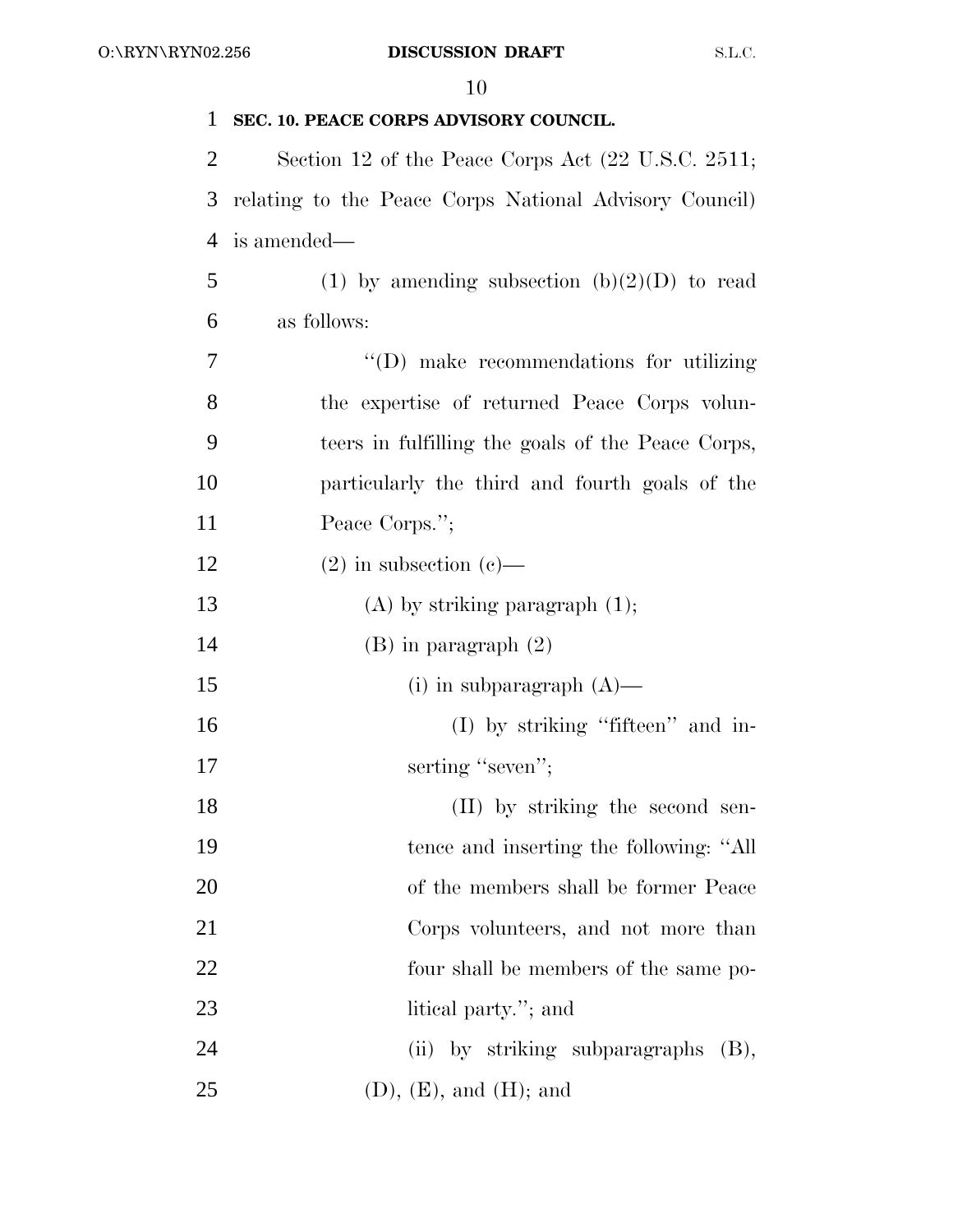**SEC. 10. PEACE CORPS ADVISORY COUNCIL.**

Section 12 of the Peace Corps Act (22 U.S.C. 2511; relating to the Peace Corps National Advisory Council) is amended—

(1) by amending subsection (b)(2)(D) to read as follows:

"(D) make recommendations for utilizing the expertise of returned Peace Corps volunteers in fulfilling the goals of the Peace Corps, particularly the third and fourth goals of the Peace Corps.";

(2) in subsection (c)—

(A) by striking paragraph (1);

(B) in paragraph (2)

(i) in subparagraph (A)—

(I) by striking "fifteen" and inserting "seven";

(II) by striking the second sentence and inserting the following: "All of the members shall be former Peace Corps volunteers, and not more than four shall be members of the same political party."; and

(ii) by striking subparagraphs (B), (D), (E), and (H); and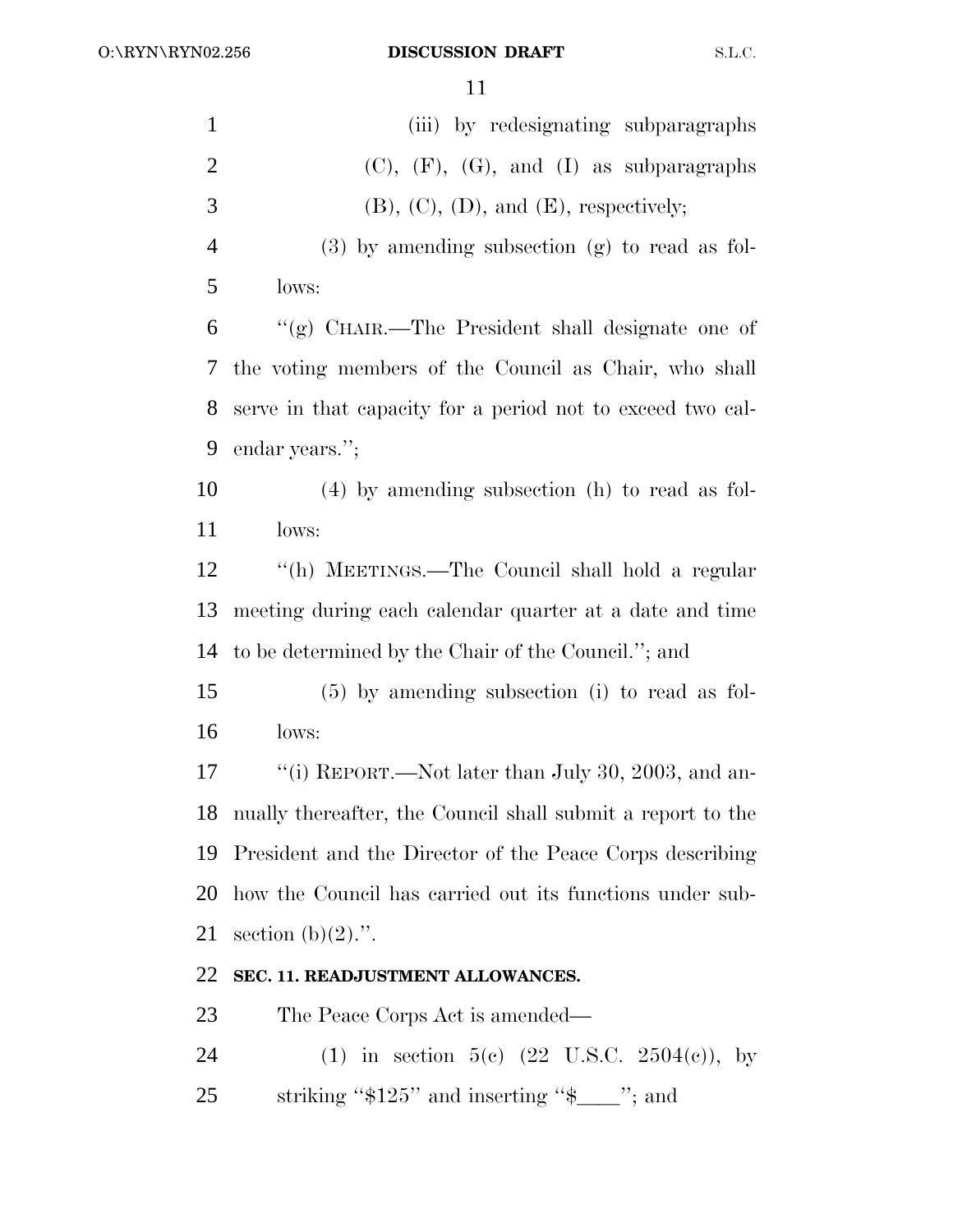(iii) by redesignating subparagraphs (C), (F), (G), and (I) as subparagraphs (B), (C), (D), and (E), respectively;

(3) by amending subsection (g) to read as follows:

"(g) CHAIR.—The President shall designate one of the voting members of the Council as Chair, who shall serve in that capacity for a period not to exceed two calendar years.";

(4) by amending subsection (h) to read as follows:

"(h) MEETINGS.—The Council shall hold a regular meeting during each calendar quarter at a date and time to be determined by the Chair of the Council."; and

(5) by amending subsection (i) to read as follows:

"(i) REPORT.—Not later than July 30, 2003, and annually thereafter, the Council shall submit a report to the President and the Director of the Peace Corps describing how the Council has carried out its functions under subsection (b)(2).".

**SEC. 11. READJUSTMENT ALLOWANCES.**

The Peace Corps Act is amended—

(1) in section 5(c) (22 U.S.C. 2504(c)), by striking "$125" and inserting "$____"; and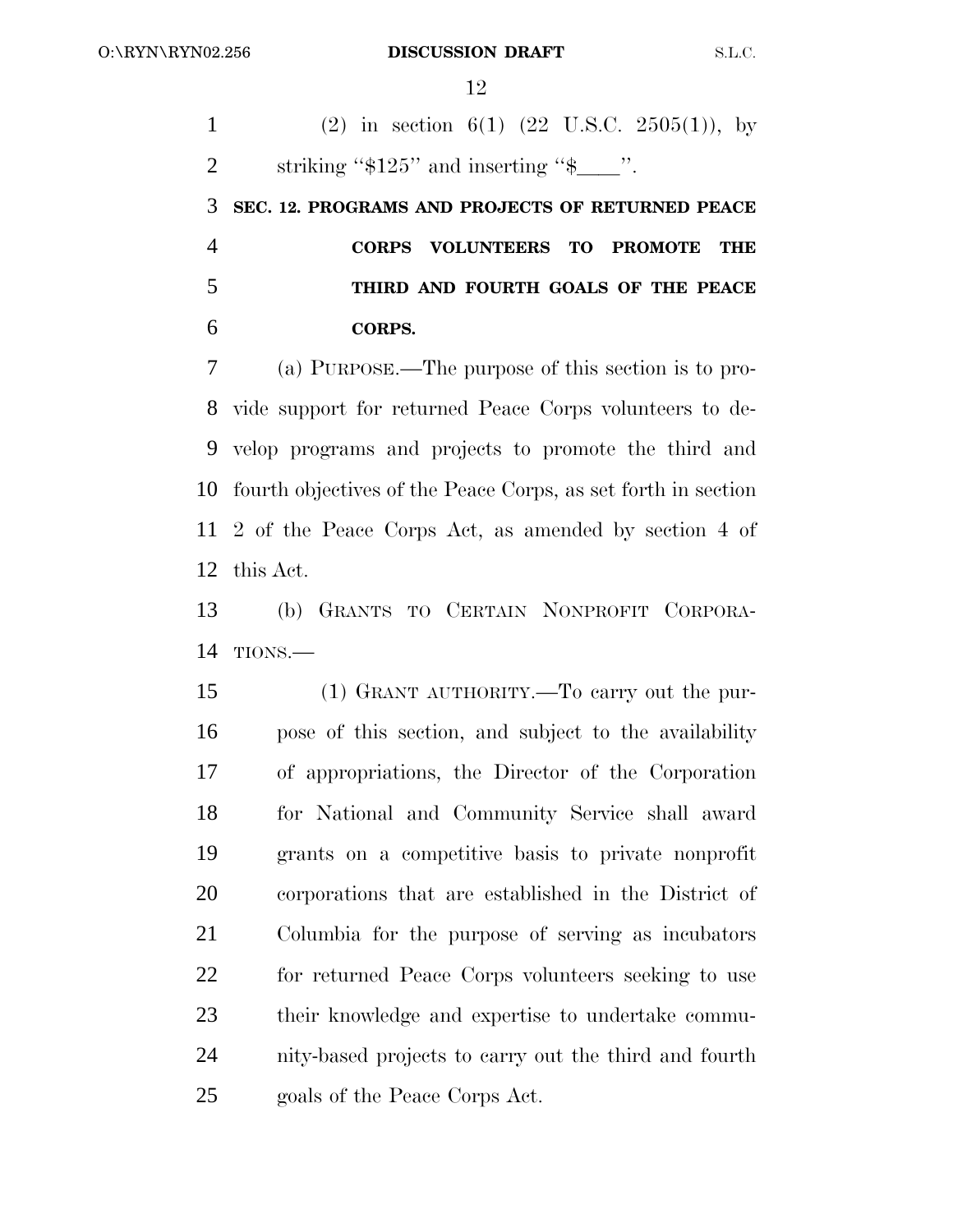(2) in section 6(1) (22 U.S.C. 2505(1)), by striking "$125" and inserting "$____".

**SEC. 12. PROGRAMS AND PROJECTS OF RETURNED PEACE CORPS VOLUNTEERS TO PROMOTE THE THIRD AND FOURTH GOALS OF THE PEACE CORPS.**

(a) PURPOSE.—The purpose of this section is to provide support for returned Peace Corps volunteers to develop programs and projects to promote the third and fourth objectives of the Peace Corps, as set forth in section 2 of the Peace Corps Act, as amended by section 4 of this Act.

(b) GRANTS TO CERTAIN NONPROFIT CORPORATIONS.—

(1) GRANT AUTHORITY.—To carry out the purpose of this section, and subject to the availability of appropriations, the Director of the Corporation for National and Community Service shall award grants on a competitive basis to private nonprofit corporations that are established in the District of Columbia for the purpose of serving as incubators for returned Peace Corps volunteers seeking to use their knowledge and expertise to undertake community-based projects to carry out the third and fourth goals of the Peace Corps Act.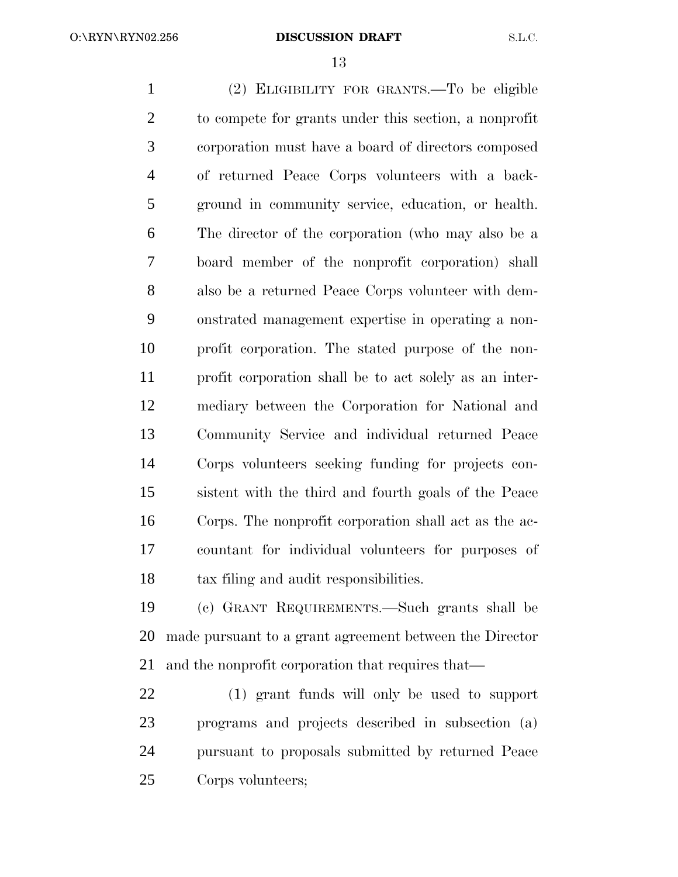(2) ELIGIBILITY FOR GRANTS.—To be eligible to compete for grants under this section, a nonprofit corporation must have a board of directors composed of returned Peace Corps volunteers with a background in community service, education, or health. The director of the corporation (who may also be a board member of the nonprofit corporation) shall also be a returned Peace Corps volunteer with demonstrated management expertise in operating a nonprofit corporation. The stated purpose of the nonprofit corporation shall be to act solely as an intermediary between the Corporation for National and Community Service and individual returned Peace Corps volunteers seeking funding for projects consistent with the third and fourth goals of the Peace Corps. The nonprofit corporation shall act as the accountant for individual volunteers for purposes of tax filing and audit responsibilities.

(c) GRANT REQUIREMENTS.—Such grants shall be made pursuant to a grant agreement between the Director and the nonprofit corporation that requires that—

(1) grant funds will only be used to support programs and projects described in subsection (a) pursuant to proposals submitted by returned Peace Corps volunteers;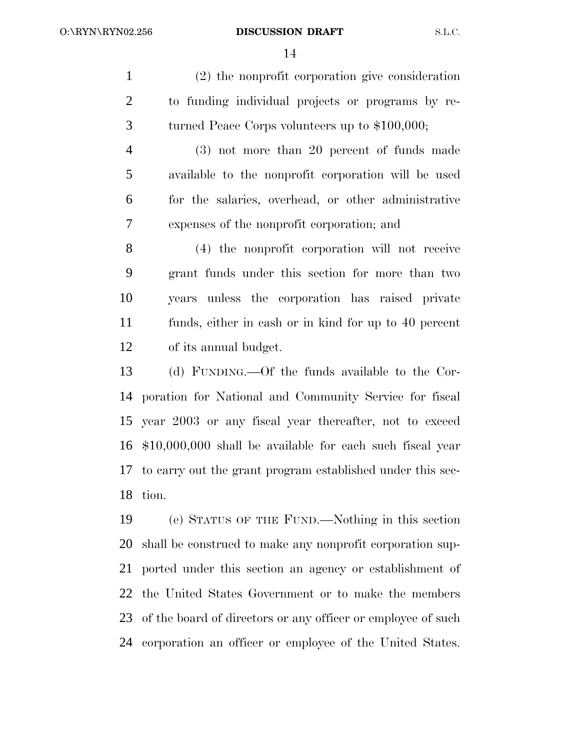(2) the nonprofit corporation give consideration to funding individual projects or programs by returned Peace Corps volunteers up to $100,000;

(3) not more than 20 percent of funds made available to the nonprofit corporation will be used for the salaries, overhead, or other administrative expenses of the nonprofit corporation; and

(4) the nonprofit corporation will not receive grant funds under this section for more than two years unless the corporation has raised private funds, either in cash or in kind for up to 40 percent of its annual budget.

(d) FUNDING.—Of the funds available to the Corporation for National and Community Service for fiscal year 2003 or any fiscal year thereafter, not to exceed $10,000,000 shall be available for each such fiscal year to carry out the grant program established under this section.

(e) STATUS OF THE FUND.—Nothing in this section shall be construed to make any nonprofit corporation supported under this section an agency or establishment of the United States Government or to make the members of the board of directors or any officer or employee of such corporation an officer or employee of the United States.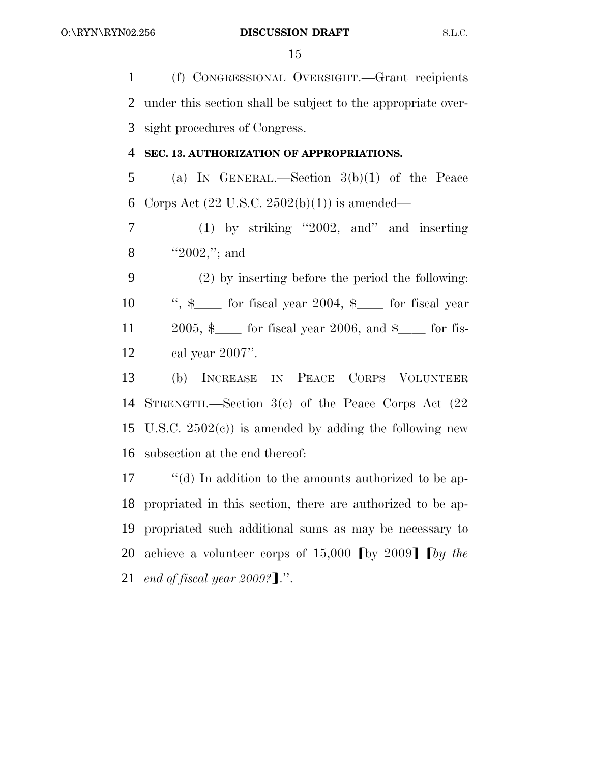(f) CONGRESSIONAL OVERSIGHT.—Grant recipients under this section shall be subject to the appropriate oversight procedures of Congress.

**SEC. 13. AUTHORIZATION OF APPROPRIATIONS.**

(a) IN GENERAL.—Section 3(b)(1) of the Peace Corps Act (22 U.S.C. 2502(b)(1)) is amended—

(1) by striking ''2002, and'' and inserting ''2002,''; and

(2) by inserting before the period the following: '', $____ for fiscal year 2004, $____ for fiscal year 2005, $____ for fiscal year 2006, and $____ for fiscal year 2007''.

(b) INCREASE IN PEACE CORPS VOLUNTEER STRENGTH.—Section 3(c) of the Peace Corps Act (22 U.S.C. 2502(c)) is amended by adding the following new subsection at the end thereof:

''(d) In addition to the amounts authorized to be appropriated in this section, there are authorized to be appropriated such additional sums as may be necessary to achieve a volunteer corps of 15,000 [by 2009] [*by the end of fiscal year 2009?*].''.